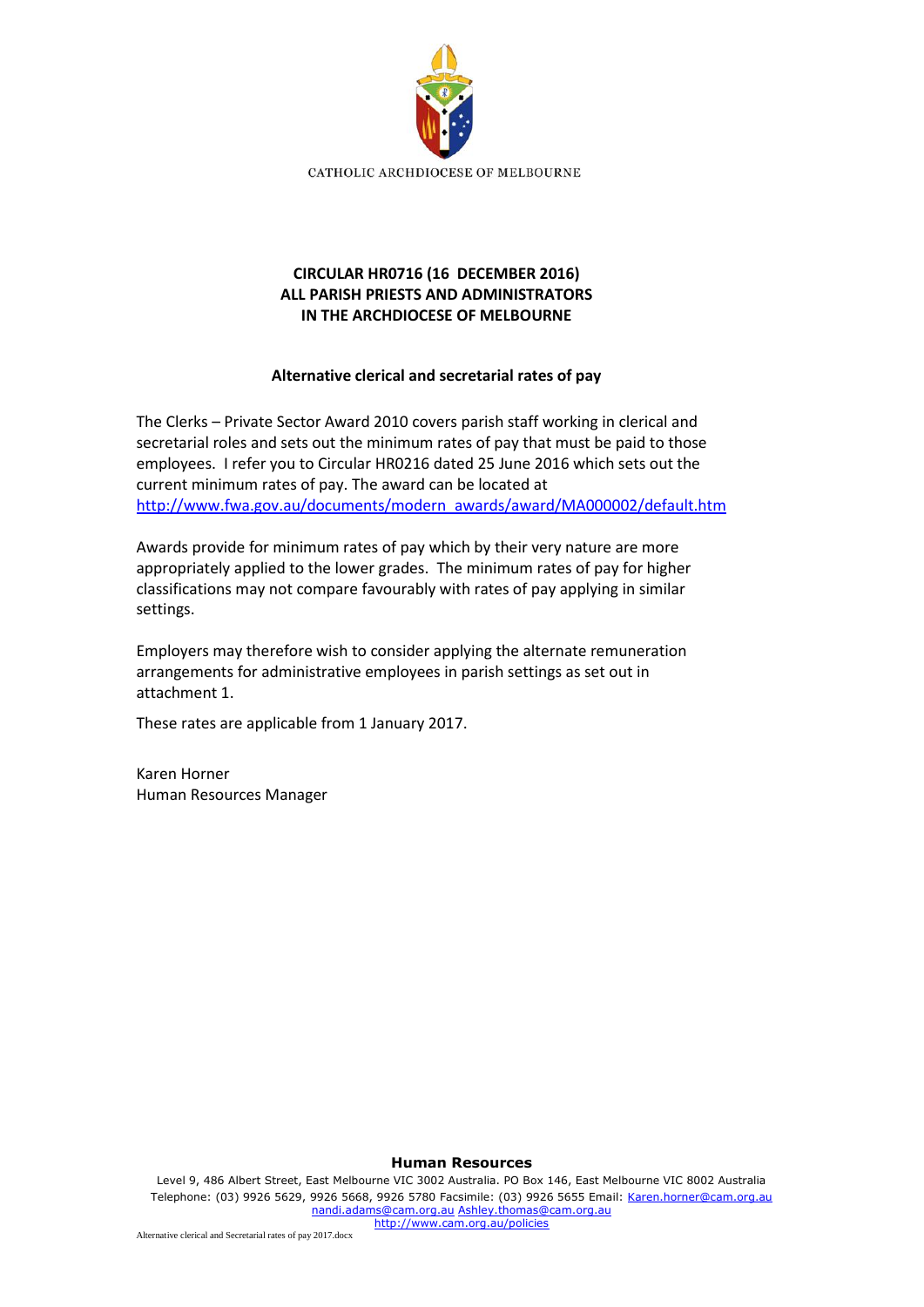CATHOLIC ARCHDIOCESE OF MELBOURNE

**CIRCULAR HR0716 (16 DECEMBER 2016)**
**ALL PARISH PRIESTS AND ADMINISTRATORS**
**IN THE ARCHDIOCESE OF MELBOURNE**

**Alternative clerical and secretarial rates of pay**

The Clerks – Private Sector Award 2010 covers parish staff working in clerical and secretarial roles and sets out the minimum rates of pay that must be paid to those employees. I refer you to Circular HR0216 dated 25 June 2016 which sets out the current minimum rates of pay. The award can be located at http://www.fwa.gov.au/documents/modern_awards/award/MA000002/default.htm

Awards provide for minimum rates of pay which by their very nature are more appropriately applied to the lower grades. The minimum rates of pay for higher classifications may not compare favourably with rates of pay applying in similar settings.

Employers may therefore wish to consider applying the alternate remuneration arrangements for administrative employees in parish settings as set out in attachment 1.

These rates are applicable from 1 January 2017.

Karen Horner
Human Resources Manager

**Human Resources**
Level 9, 486 Albert Street, East Melbourne VIC 3002 Australia. PO Box 146, East Melbourne VIC 8002 Australia
Telephone: (03) 9926 5629, 9926 5668, 9926 5780 Facsimile: (03) 9926 5655 Email: Karen.horner@cam.org.au nandi.adams@cam.org.au Ashley.thomas@cam.org.au
http://www.cam.org.au/policies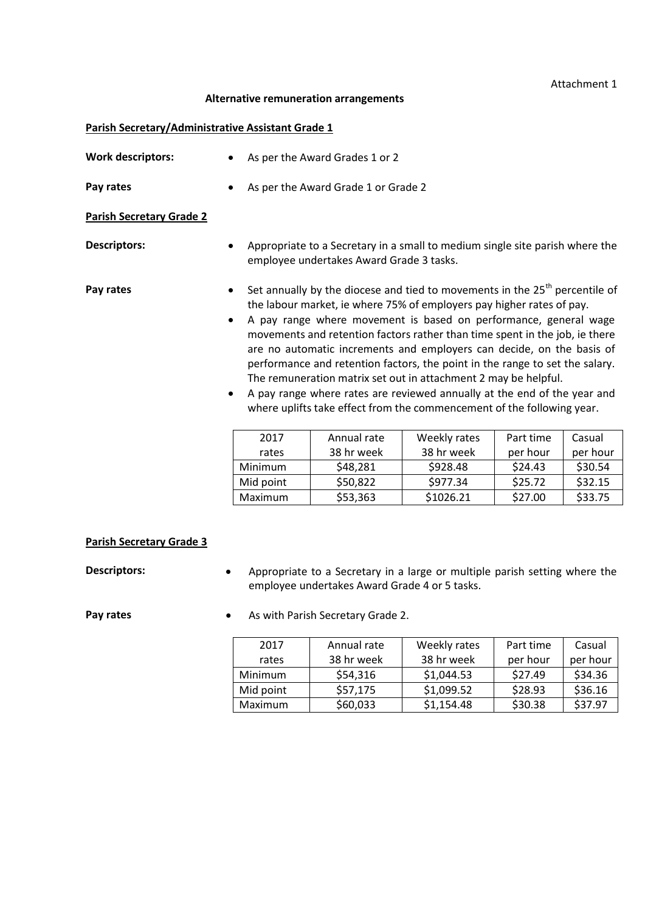Attachment 1

## Alternative remuneration arrangements

### Parish Secretary/Administrative Assistant Grade 1

**Work descriptors:**

- As per the Award Grades 1 or 2

**Pay rates**

- As per the Award Grade 1 or Grade 2

### Parish Secretary Grade 2

**Descriptors:**

- Appropriate to a Secretary in a small to medium single site parish where the employee undertakes Award Grade 3 tasks.

**Pay rates**

- Set annually by the diocese and tied to movements in the 25th percentile of the labour market, ie where 75% of employers pay higher rates of pay.
- A pay range where movement is based on performance, general wage movements and retention factors rather than time spent in the job, ie there are no automatic increments and employers can decide, on the basis of performance and retention factors, the point in the range to set the salary. The remuneration matrix set out in attachment 2 may be helpful.
- A pay range where rates are reviewed annually at the end of the year and where uplifts take effect from the commencement of the following year.

| 2017 rates | Annual rate 38 hr week | Weekly rates 38 hr week | Part time per hour | Casual per hour |
|---|---|---|---|---|
| Minimum | $48,281 | $928.48 | $24.43 | $30.54 |
| Mid point | $50,822 | $977.34 | $25.72 | $32.15 |
| Maximum | $53,363 | $1026.21 | $27.00 | $33.75 |

### Parish Secretary Grade 3

**Descriptors:**

- Appropriate to a Secretary in a large or multiple parish setting where the employee undertakes Award Grade 4 or 5 tasks.

**Pay rates**

- As with Parish Secretary Grade 2.

| 2017 rates | Annual rate 38 hr week | Weekly rates 38 hr week | Part time per hour | Casual per hour |
|---|---|---|---|---|
| Minimum | $54,316 | $1,044.53 | $27.49 | $34.36 |
| Mid point | $57,175 | $1,099.52 | $28.93 | $36.16 |
| Maximum | $60,033 | $1,154.48 | $30.38 | $37.97 |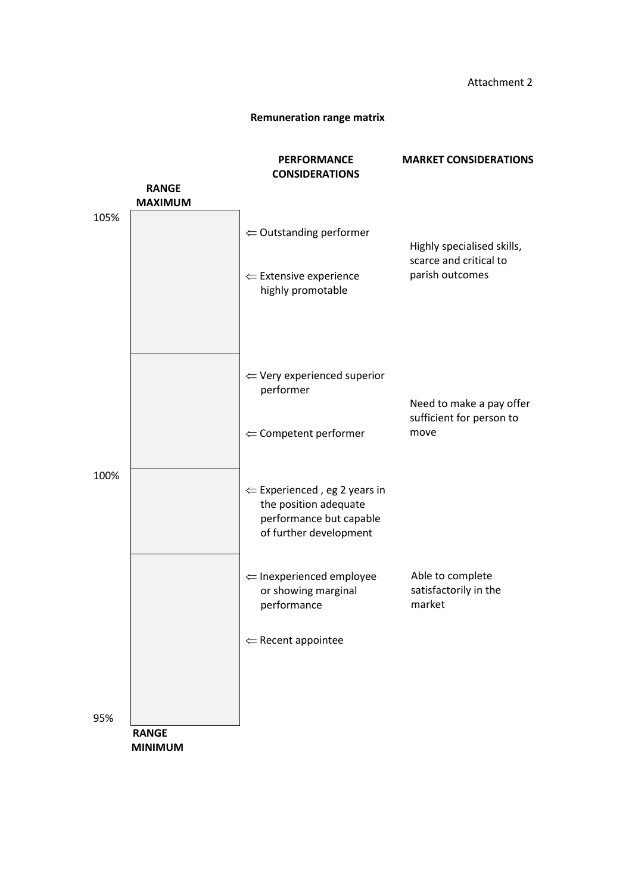Attachment 2

**Remuneration range matrix**

**PERFORMANCE CONSIDERATIONS**

**MARKET CONSIDERATIONS**

**RANGE MAXIMUM**

105%

⇐ Outstanding performer

⇐ Extensive experience highly promotable

Highly specialised skills, scarce and critical to parish outcomes

⇐ Very experienced superior performer

⇐ Competent performer

Need to make a pay offer sufficient for person to move

100%

⇐ Experienced , eg 2 years in the position adequate performance but capable of further development

⇐ Inexperienced employee or showing marginal performance

⇐ Recent appointee

Able to complete satisfactorily in the market

95%

**RANGE MINIMUM**